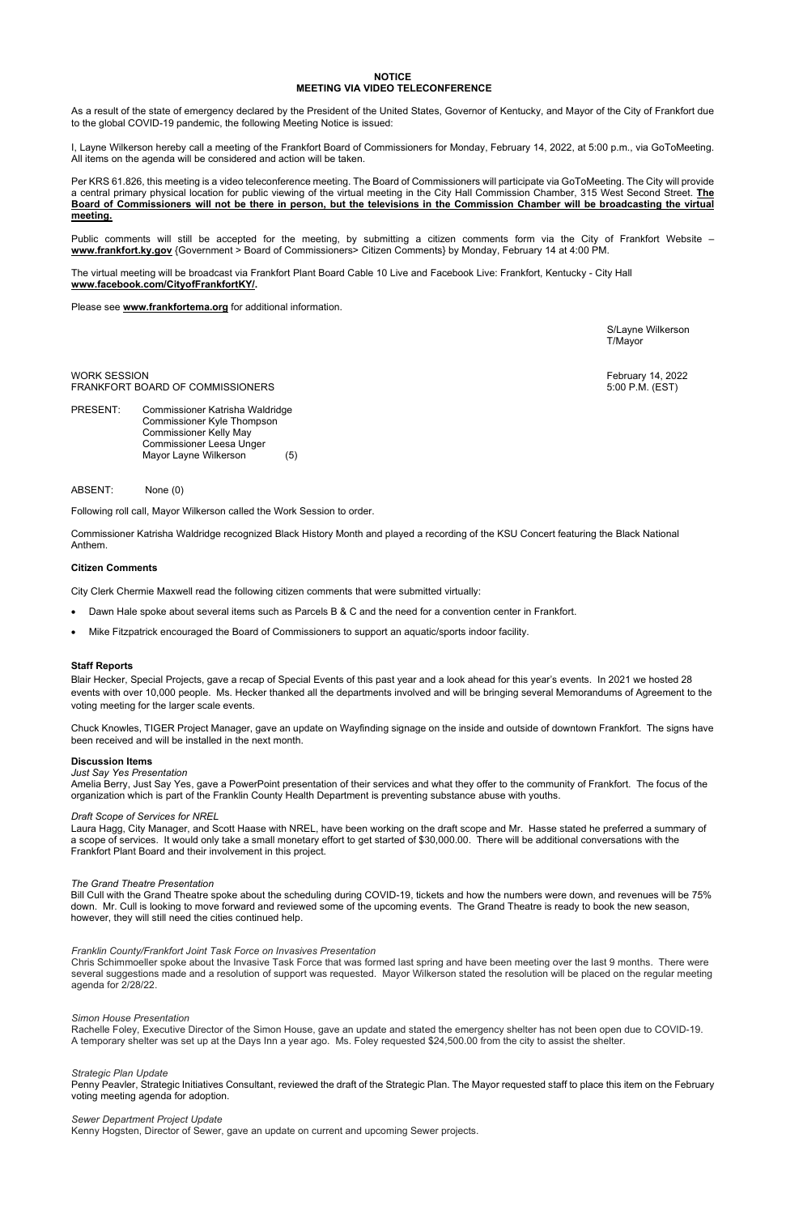**NOTICE**
**MEETING VIA VIDEO TELECONFERENCE**

As a result of the state of emergency declared by the President of the United States, Governor of Kentucky, and Mayor of the City of Frankfort due to the global COVID-19 pandemic, the following Meeting Notice is issued:

I, Layne Wilkerson hereby call a meeting of the Frankfort Board of Commissioners for Monday, February 14, 2022, at 5:00 p.m., via GoToMeeting. All items on the agenda will be considered and action will be taken.

Per KRS 61.826, this meeting is a video teleconference meeting. The Board of Commissioners will participate via GoToMeeting. The City will provide a central primary physical location for public viewing of the virtual meeting in the City Hall Commission Chamber, 315 West Second Street. **The Board of Commissioners will not be there in person, but the televisions in the Commission Chamber will be broadcasting the virtual meeting.**

Public comments will still be accepted for the meeting, by submitting a citizen comments form via the City of Frankfort Website – **www.frankfort.ky.gov** {Government > Board of Commissioners> Citizen Comments} by Monday, February 14 at 4:00 PM.

The virtual meeting will be broadcast via Frankfort Plant Board Cable 10 Live and Facebook Live: Frankfort, Kentucky - City Hall **www.facebook.com/CityofFrankfortKY/.**

Please see **www.frankfortema.org** for additional information.

S/Layne Wilkerson
T/Mayor

WORK SESSION
FRANKFORT BOARD OF COMMISSIONERS

February 14, 2022
5:00 P.M. (EST)

PRESENT: Commissioner Katrisha Waldridge
Commissioner Kyle Thompson
Commissioner Kelly May
Commissioner Leesa Unger
Mayor Layne Wilkerson (5)

ABSENT: None (0)

Following roll call, Mayor Wilkerson called the Work Session to order.

Commissioner Katrisha Waldridge recognized Black History Month and played a recording of the KSU Concert featuring the Black National Anthem.

**Citizen Comments**

City Clerk Chermie Maxwell read the following citizen comments that were submitted virtually:

- Dawn Hale spoke about several items such as Parcels B & C and the need for a convention center in Frankfort.
- Mike Fitzpatrick encouraged the Board of Commissioners to support an aquatic/sports indoor facility.

**Staff Reports**

Blair Hecker, Special Projects, gave a recap of Special Events of this past year and a look ahead for this year's events. In 2021 we hosted 28 events with over 10,000 people. Ms. Hecker thanked all the departments involved and will be bringing several Memorandums of Agreement to the voting meeting for the larger scale events.

Chuck Knowles, TIGER Project Manager, gave an update on Wayfinding signage on the inside and outside of downtown Frankfort. The signs have been received and will be installed in the next month.

**Discussion Items**

*Just Say Yes Presentation*

Amelia Berry, Just Say Yes, gave a PowerPoint presentation of their services and what they offer to the community of Frankfort. The focus of the organization which is part of the Franklin County Health Department is preventing substance abuse with youths.

*Draft Scope of Services for NREL*

Laura Hagg, City Manager, and Scott Haase with NREL, have been working on the draft scope and Mr. Hasse stated he preferred a summary of a scope of services. It would only take a small monetary effort to get started of $30,000.00. There will be additional conversations with the Frankfort Plant Board and their involvement in this project.

*The Grand Theatre Presentation*

Bill Cull with the Grand Theatre spoke about the scheduling during COVID-19, tickets and how the numbers were down, and revenues will be 75% down. Mr. Cull is looking to move forward and reviewed some of the upcoming events. The Grand Theatre is ready to book the new season, however, they will still need the cities continued help.

*Franklin County/Frankfort Joint Task Force on Invasives Presentation*

Chris Schimmoeller spoke about the Invasive Task Force that was formed last spring and have been meeting over the last 9 months. There were several suggestions made and a resolution of support was requested. Mayor Wilkerson stated the resolution will be placed on the regular meeting agenda for 2/28/22.

*Simon House Presentation*

Rachelle Foley, Executive Director of the Simon House, gave an update and stated the emergency shelter has not been open due to COVID-19. A temporary shelter was set up at the Days Inn a year ago. Ms. Foley requested $24,500.00 from the city to assist the shelter.

*Strategic Plan Update*

Penny Peavler, Strategic Initiatives Consultant, reviewed the draft of the Strategic Plan. The Mayor requested staff to place this item on the February voting meeting agenda for adoption.

*Sewer Department Project Update*

Kenny Hogsten, Director of Sewer, gave an update on current and upcoming Sewer projects.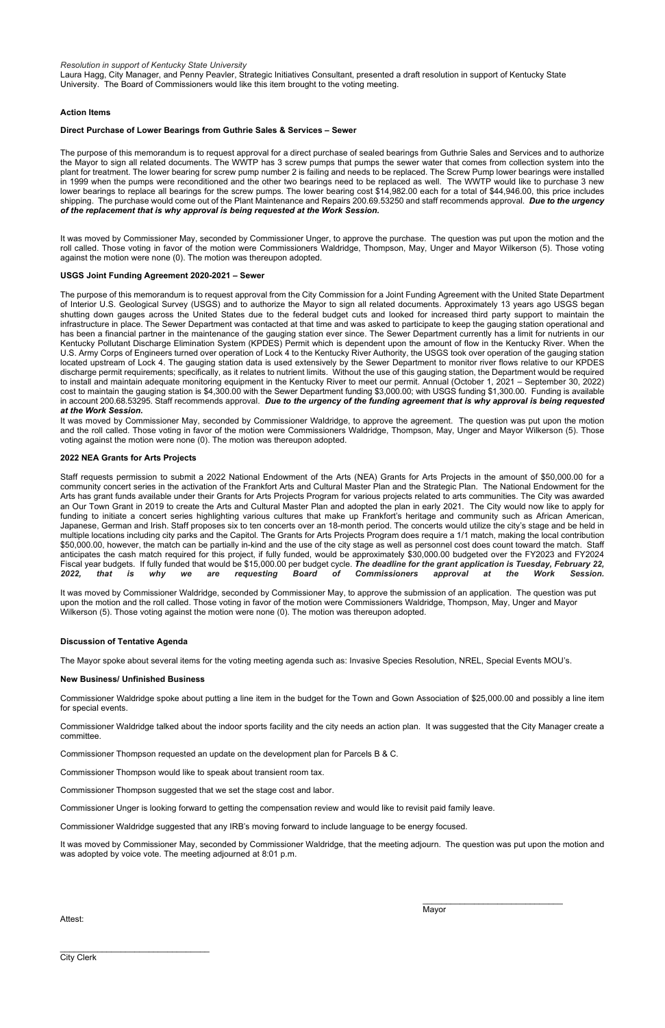*Resolution in support of Kentucky State University*
Laura Hagg, City Manager, and Penny Peavler, Strategic Initiatives Consultant, presented a draft resolution in support of Kentucky State University. The Board of Commissioners would like this item brought to the voting meeting.

**Action Items**

**Direct Purchase of Lower Bearings from Guthrie Sales & Services – Sewer**

The purpose of this memorandum is to request approval for a direct purchase of sealed bearings from Guthrie Sales and Services and to authorize the Mayor to sign all related documents. The WWTP has 3 screw pumps that pumps the sewer water that comes from collection system into the plant for treatment. The lower bearing for screw pump number 2 is failing and needs to be replaced. The Screw Pump lower bearings were installed in 1999 when the pumps were reconditioned and the other two bearings need to be replaced as well. The WWTP would like to purchase 3 new lower bearings to replace all bearings for the screw pumps. The lower bearing cost $14,982.00 each for a total of $44,946.00, this price includes shipping. The purchase would come out of the Plant Maintenance and Repairs 200.69.53250 and staff recommends approval. ***Due to the urgency of the replacement that is why approval is being requested at the Work Session.***

It was moved by Commissioner May, seconded by Commissioner Unger, to approve the purchase. The question was put upon the motion and the roll called. Those voting in favor of the motion were Commissioners Waldridge, Thompson, May, Unger and Mayor Wilkerson (5). Those voting against the motion were none (0). The motion was thereupon adopted.

**USGS Joint Funding Agreement 2020-2021 – Sewer**

The purpose of this memorandum is to request approval from the City Commission for a Joint Funding Agreement with the United State Department of Interior U.S. Geological Survey (USGS) and to authorize the Mayor to sign all related documents. Approximately 13 years ago USGS began shutting down gauges across the United States due to the federal budget cuts and looked for increased third party support to maintain the infrastructure in place. The Sewer Department was contacted at that time and was asked to participate to keep the gauging station operational and has been a financial partner in the maintenance of the gauging station ever since. The Sewer Department currently has a limit for nutrients in our Kentucky Pollutant Discharge Elimination System (KPDES) Permit which is dependent upon the amount of flow in the Kentucky River. When the U.S. Army Corps of Engineers turned over operation of Lock 4 to the Kentucky River Authority, the USGS took over operation of the gauging station located upstream of Lock 4. The gauging station data is used extensively by the Sewer Department to monitor river flows relative to our KPDES discharge permit requirements; specifically, as it relates to nutrient limits. Without the use of this gauging station, the Department would be required to install and maintain adequate monitoring equipment in the Kentucky River to meet our permit. Annual (October 1, 2021 – September 30, 2022) cost to maintain the gauging station is $4,300.00 with the Sewer Department funding $3,000.00; with USGS funding $1,300.00. Funding is available in account 200.68.53295. Staff recommends approval. ***Due to the urgency of the funding agreement that is why approval is being requested at the Work Session.***

It was moved by Commissioner May, seconded by Commissioner Waldridge, to approve the agreement. The question was put upon the motion and the roll called. Those voting in favor of the motion were Commissioners Waldridge, Thompson, May, Unger and Mayor Wilkerson (5). Those voting against the motion were none (0). The motion was thereupon adopted.

**2022 NEA Grants for Arts Projects**

Staff requests permission to submit a 2022 National Endowment of the Arts (NEA) Grants for Arts Projects in the amount of $50,000.00 for a community concert series in the activation of the Frankfort Arts and Cultural Master Plan and the Strategic Plan. The National Endowment for the Arts has grant funds available under their Grants for Arts Projects Program for various projects related to arts communities. The City was awarded an Our Town Grant in 2019 to create the Arts and Cultural Master Plan and adopted the plan in early 2021. The City would now like to apply for funding to initiate a concert series highlighting various cultures that make up Frankfort's heritage and community such as African American, Japanese, German and Irish. Staff proposes six to ten concerts over an 18-month period. The concerts would utilize the city's stage and be held in multiple locations including city parks and the Capitol. The Grants for Arts Projects Program does require a 1/1 match, making the local contribution $50,000.00, however, the match can be partially in-kind and the use of the city stage as well as personnel cost does count toward the match. Staff anticipates the cash match required for this project, if fully funded, would be approximately $30,000.00 budgeted over the FY2023 and FY2024 Fiscal year budgets. If fully funded that would be $15,000.00 per budget cycle. ***The deadline for the grant application is Tuesday, February 22, 2022, that is why we are requesting Board of Commissioners approval at the Work Session.***

It was moved by Commissioner Waldridge, seconded by Commissioner May, to approve the submission of an application. The question was put upon the motion and the roll called. Those voting in favor of the motion were Commissioners Waldridge, Thompson, May, Unger and Mayor Wilkerson (5). Those voting against the motion were none (0). The motion was thereupon adopted.

**Discussion of Tentative Agenda**

The Mayor spoke about several items for the voting meeting agenda such as: Invasive Species Resolution, NREL, Special Events MOU's.

**New Business/ Unfinished Business**

Commissioner Waldridge spoke about putting a line item in the budget for the Town and Gown Association of $25,000.00 and possibly a line item for special events.

Commissioner Waldridge talked about the indoor sports facility and the city needs an action plan. It was suggested that the City Manager create a committee.

Commissioner Thompson requested an update on the development plan for Parcels B & C.

Commissioner Thompson would like to speak about transient room tax.

Commissioner Thompson suggested that we set the stage cost and labor.

Commissioner Unger is looking forward to getting the compensation review and would like to revisit paid family leave.

Commissioner Waldridge suggested that any IRB's moving forward to include language to be energy focused.

It was moved by Commissioner May, seconded by Commissioner Waldridge, that the meeting adjourn. The question was put upon the motion and was adopted by voice vote. The meeting adjourned at 8:01 p.m.

_______________________________
Mayor

Attest:

_______________________________
City Clerk